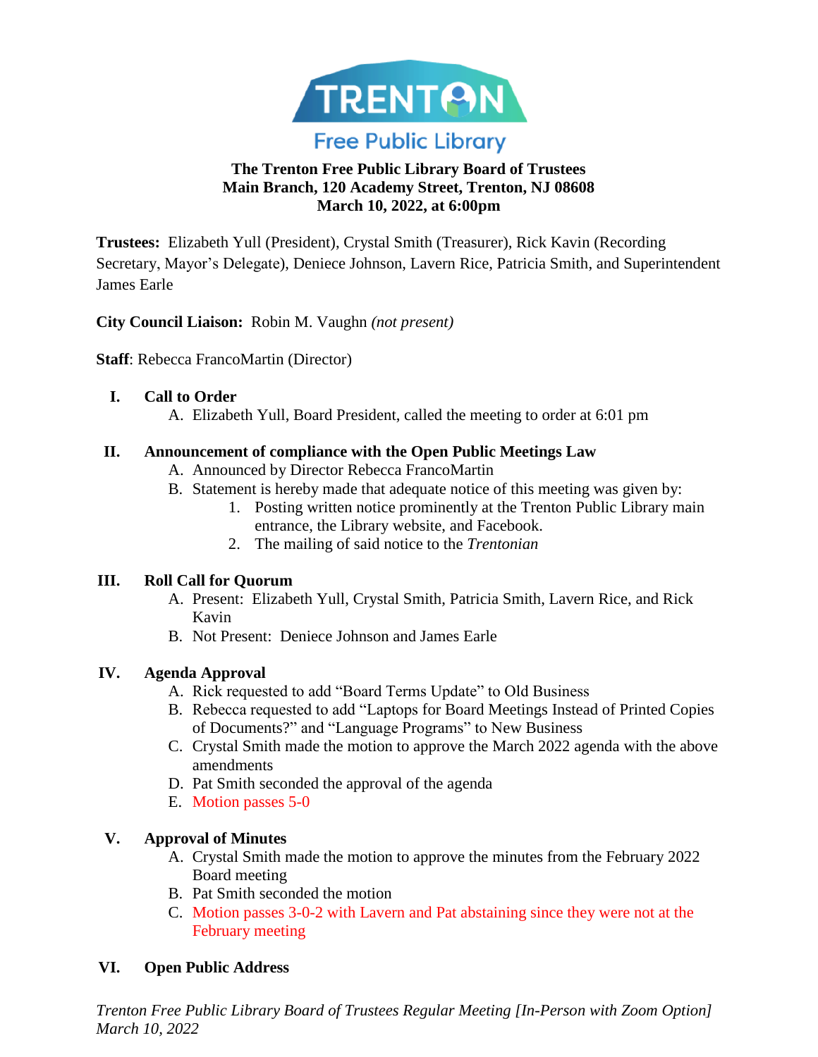TRENTON
Free Public Library

**The Trenton Free Public Library Board of Trustees**
**Main Branch, 120 Academy Street, Trenton, NJ 08608**
**March 10, 2022, at 6:00pm**

**Trustees:** Elizabeth Yull (President), Crystal Smith (Treasurer), Rick Kavin (Recording Secretary, Mayor's Delegate), Deniece Johnson, Lavern Rice, Patricia Smith, and Superintendent James Earle

**City Council Liaison:** Robin M. Vaughn *(not present)*

**Staff**: Rebecca FrancoMartin (Director)

## I. Call to Order

A. Elizabeth Yull, Board President, called the meeting to order at 6:01 pm

## II. Announcement of compliance with the Open Public Meetings Law

A. Announced by Director Rebecca FrancoMartin

B. Statement is hereby made that adequate notice of this meeting was given by:

1. Posting written notice prominently at the Trenton Public Library main entrance, the Library website, and Facebook.
2. The mailing of said notice to the *Trentonian*

## III. Roll Call for Quorum

A. Present: Elizabeth Yull, Crystal Smith, Patricia Smith, Lavern Rice, and Rick Kavin

B. Not Present: Deniece Johnson and James Earle

## IV. Agenda Approval

A. Rick requested to add "Board Terms Update" to Old Business

B. Rebecca requested to add "Laptops for Board Meetings Instead of Printed Copies of Documents?" and "Language Programs" to New Business

C. Crystal Smith made the motion to approve the March 2022 agenda with the above amendments

D. Pat Smith seconded the approval of the agenda

E. Motion passes 5-0

## V. Approval of Minutes

A. Crystal Smith made the motion to approve the minutes from the February 2022 Board meeting

B. Pat Smith seconded the motion

C. Motion passes 3-0-2 with Lavern and Pat abstaining since they were not at the February meeting

## VI. Open Public Address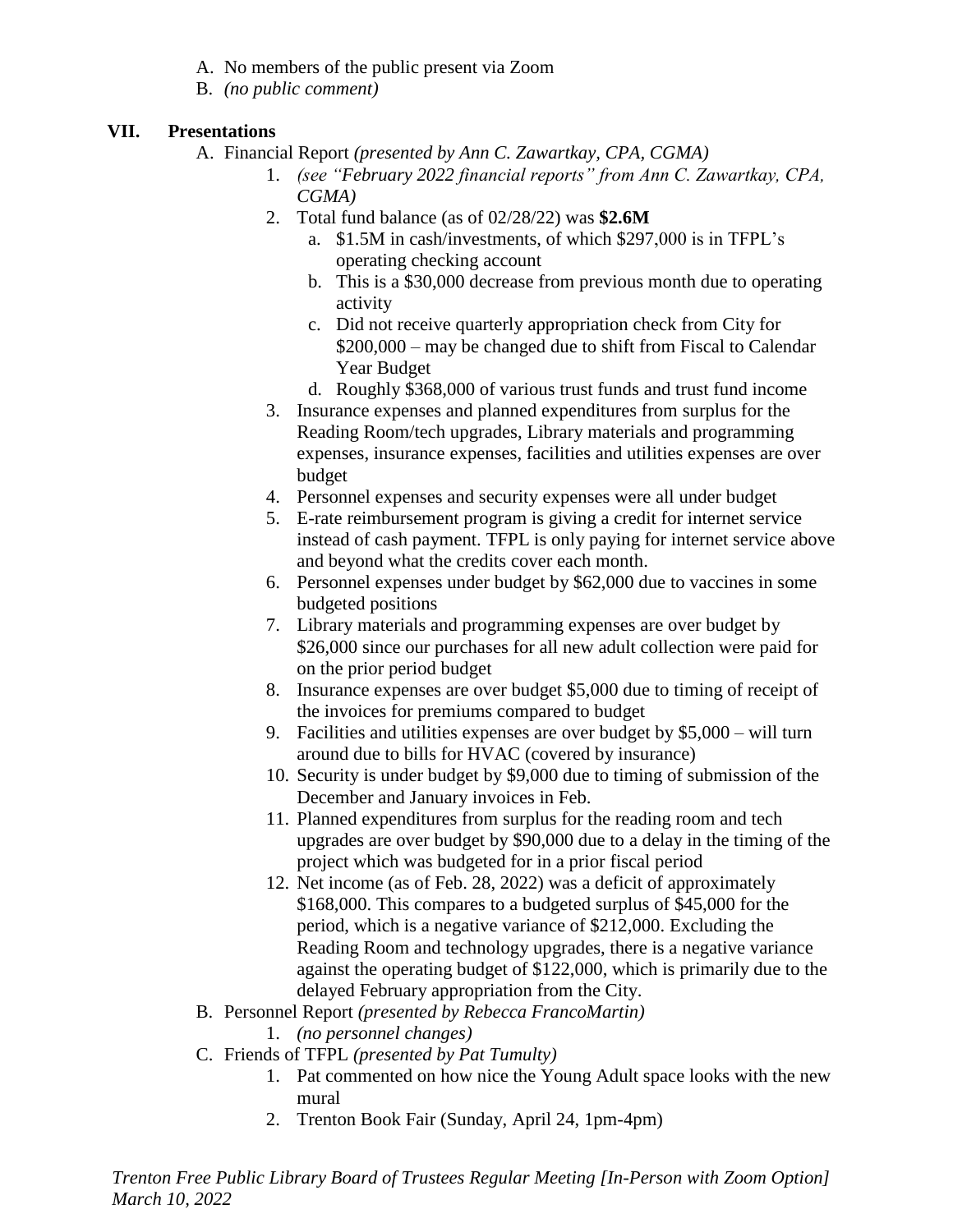A. No members of the public present via Zoom
B. *(no public comment)*

## VII. Presentations

A. Financial Report *(presented by Ann C. Zawartkay, CPA, CGMA)*
   1. *(see "February 2022 financial reports" from Ann C. Zawartkay, CPA, CGMA)*
   2. Total fund balance (as of 02/28/22) was **$2.6M**
      a. $1.5M in cash/investments, of which $297,000 is in TFPL's operating checking account
      b. This is a $30,000 decrease from previous month due to operating activity
      c. Did not receive quarterly appropriation check from City for $200,000 – may be changed due to shift from Fiscal to Calendar Year Budget
      d. Roughly $368,000 of various trust funds and trust fund income
   3. Insurance expenses and planned expenditures from surplus for the Reading Room/tech upgrades, Library materials and programming expenses, insurance expenses, facilities and utilities expenses are over budget
   4. Personnel expenses and security expenses were all under budget
   5. E-rate reimbursement program is giving a credit for internet service instead of cash payment. TFPL is only paying for internet service above and beyond what the credits cover each month.
   6. Personnel expenses under budget by $62,000 due to vaccines in some budgeted positions
   7. Library materials and programming expenses are over budget by $26,000 since our purchases for all new adult collection were paid for on the prior period budget
   8. Insurance expenses are over budget $5,000 due to timing of receipt of the invoices for premiums compared to budget
   9. Facilities and utilities expenses are over budget by $5,000 – will turn around due to bills for HVAC (covered by insurance)
   10. Security is under budget by $9,000 due to timing of submission of the December and January invoices in Feb.
   11. Planned expenditures from surplus for the reading room and tech upgrades are over budget by $90,000 due to a delay in the timing of the project which was budgeted for in a prior fiscal period
   12. Net income (as of Feb. 28, 2022) was a deficit of approximately $168,000. This compares to a budgeted surplus of $45,000 for the period, which is a negative variance of $212,000. Excluding the Reading Room and technology upgrades, there is a negative variance against the operating budget of $122,000, which is primarily due to the delayed February appropriation from the City.

B. Personnel Report *(presented by Rebecca FrancoMartin)*
   1. *(no personnel changes)*

C. Friends of TFPL *(presented by Pat Tumulty)*
   1. Pat commented on how nice the Young Adult space looks with the new mural
   2. Trenton Book Fair (Sunday, April 24, 1pm-4pm)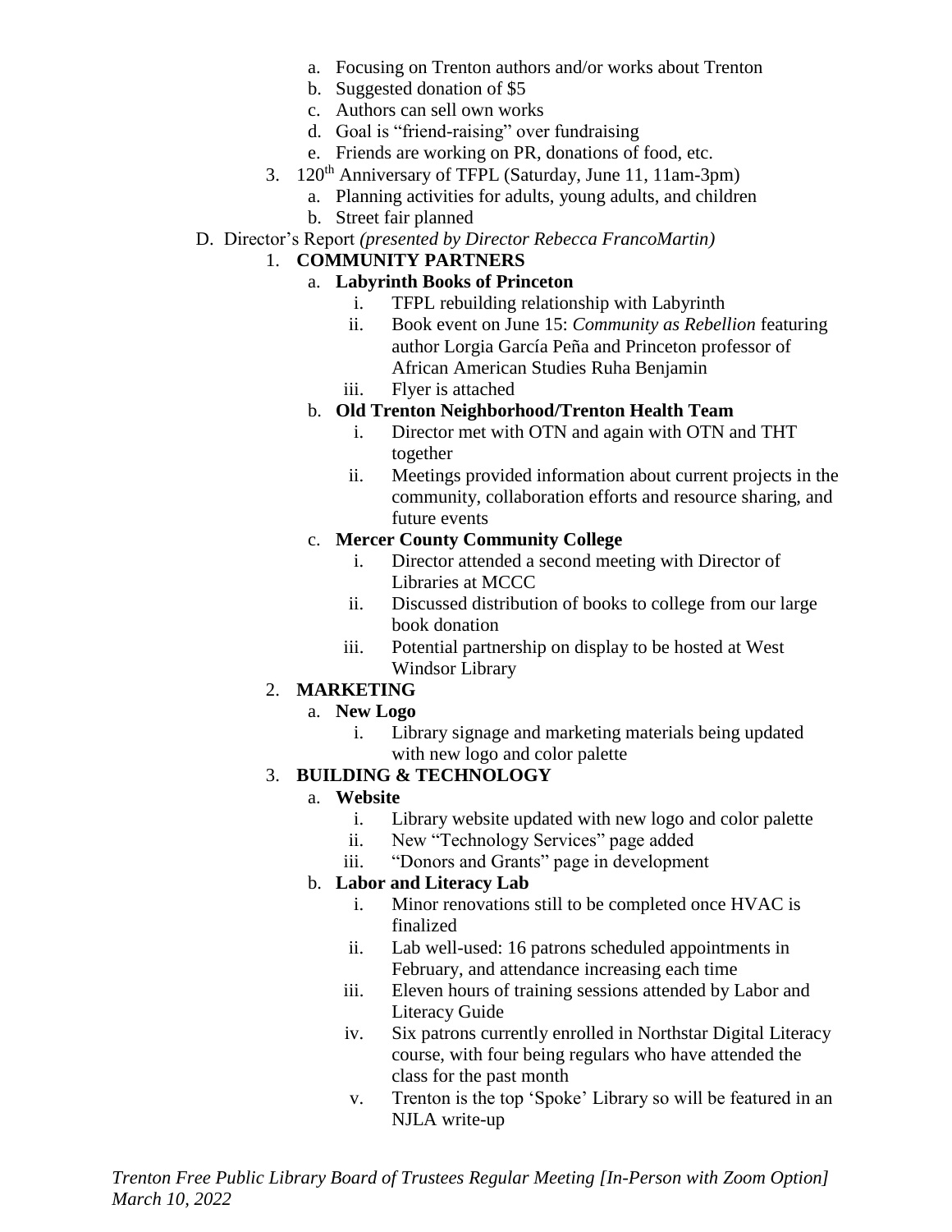a. Focusing on Trenton authors and/or works about Trenton
   b. Suggested donation of $5
   c. Authors can sell own works
   d. Goal is "friend-raising" over fundraising
   e. Friends are working on PR, donations of food, etc.

3. 120th Anniversary of TFPL (Saturday, June 11, 11am-3pm)
   a. Planning activities for adults, young adults, and children
   b. Street fair planned

D. Director's Report *(presented by Director Rebecca FrancoMartin)*

1. **COMMUNITY PARTNERS**
   a. **Labyrinth Books of Princeton**
      i. TFPL rebuilding relationship with Labyrinth
      ii. Book event on June 15: *Community as Rebellion* featuring author Lorgia García Peña and Princeton professor of African American Studies Ruha Benjamin
      iii. Flyer is attached

   b. **Old Trenton Neighborhood/Trenton Health Team**
      i. Director met with OTN and again with OTN and THT together
      ii. Meetings provided information about current projects in the community, collaboration efforts and resource sharing, and future events

   c. **Mercer County Community College**
      i. Director attended a second meeting with Director of Libraries at MCCC
      ii. Discussed distribution of books to college from our large book donation
      iii. Potential partnership on display to be hosted at West Windsor Library

2. **MARKETING**
   a. **New Logo**
      i. Library signage and marketing materials being updated with new logo and color palette

3. **BUILDING & TECHNOLOGY**
   a. **Website**
      i. Library website updated with new logo and color palette
      ii. New "Technology Services" page added
      iii. "Donors and Grants" page in development

   b. **Labor and Literacy Lab**
      i. Minor renovations still to be completed once HVAC is finalized
      ii. Lab well-used: 16 patrons scheduled appointments in February, and attendance increasing each time
      iii. Eleven hours of training sessions attended by Labor and Literacy Guide
      iv. Six patrons currently enrolled in Northstar Digital Literacy course, with four being regulars who have attended the class for the past month
      v. Trenton is the top 'Spoke' Library so will be featured in an NJLA write-up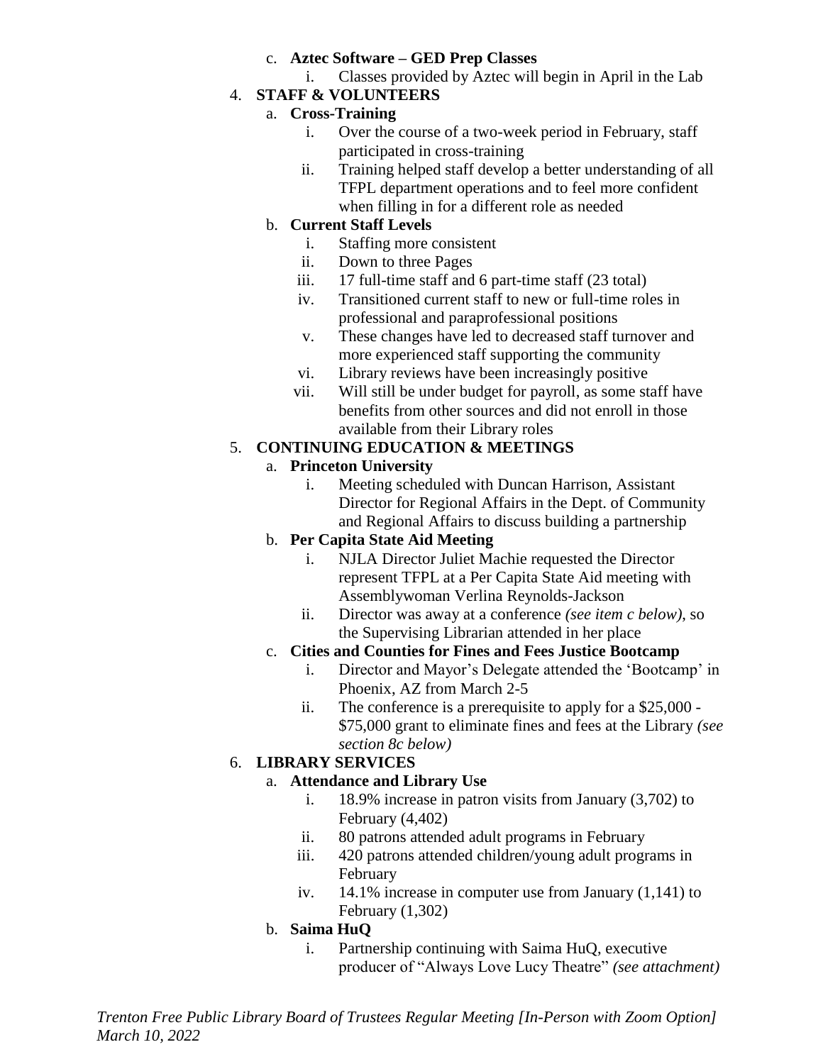c. **Aztec Software – GED Prep Classes**
    i. Classes provided by Aztec will begin in April in the Lab

4. **STAFF & VOLUNTEERS**
    a. **Cross-Training**
        i. Over the course of a two-week period in February, staff participated in cross-training
        ii. Training helped staff develop a better understanding of all TFPL department operations and to feel more confident when filling in for a different role as needed
    b. **Current Staff Levels**
        i. Staffing more consistent
        ii. Down to three Pages
        iii. 17 full-time staff and 6 part-time staff (23 total)
        iv. Transitioned current staff to new or full-time roles in professional and paraprofessional positions
        v. These changes have led to decreased staff turnover and more experienced staff supporting the community
        vi. Library reviews have been increasingly positive
        vii. Will still be under budget for payroll, as some staff have benefits from other sources and did not enroll in those available from their Library roles

5. **CONTINUING EDUCATION & MEETINGS**
    a. **Princeton University**
        i. Meeting scheduled with Duncan Harrison, Assistant Director for Regional Affairs in the Dept. of Community and Regional Affairs to discuss building a partnership
    b. **Per Capita State Aid Meeting**
        i. NJLA Director Juliet Machie requested the Director represent TFPL at a Per Capita State Aid meeting with Assemblywoman Verlina Reynolds-Jackson
        ii. Director was away at a conference *(see item c below)*, so the Supervising Librarian attended in her place
    c. **Cities and Counties for Fines and Fees Justice Bootcamp**
        i. Director and Mayor's Delegate attended the 'Bootcamp' in Phoenix, AZ from March 2-5
        ii. The conference is a prerequisite to apply for a $25,000 - $75,000 grant to eliminate fines and fees at the Library *(see section 8c below)*

6. **LIBRARY SERVICES**
    a. **Attendance and Library Use**
        i. 18.9% increase in patron visits from January (3,702) to February (4,402)
        ii. 80 patrons attended adult programs in February
        iii. 420 patrons attended children/young adult programs in February
        iv. 14.1% increase in computer use from January (1,141) to February (1,302)
    b. **Saima HuQ**
        i. Partnership continuing with Saima HuQ, executive producer of "Always Love Lucy Theatre" *(see attachment)*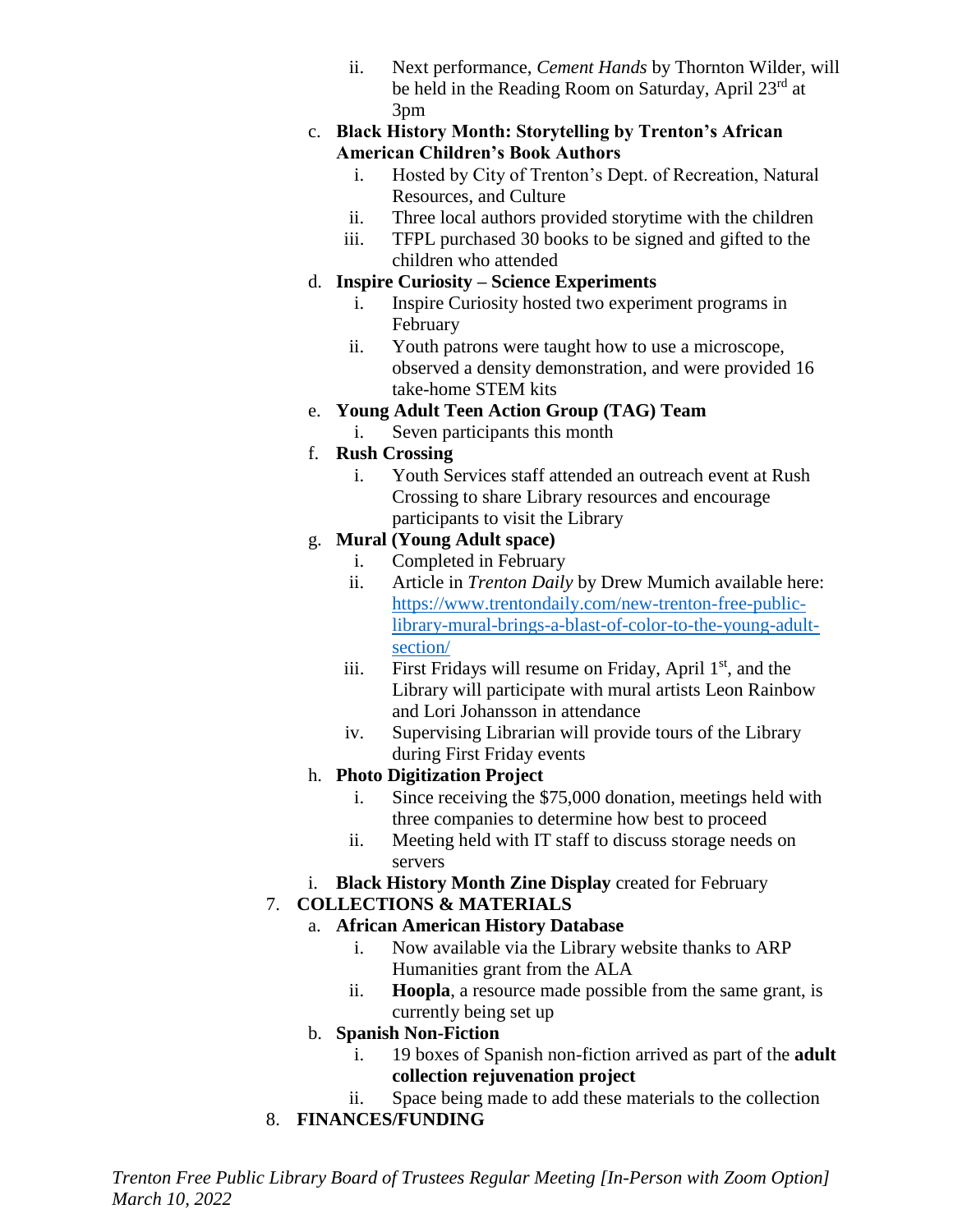- ii. Next performance, *Cement Hands* by Thornton Wilder, will be held in the Reading Room on Saturday, April 23rd at 3pm

c. **Black History Month: Storytelling by Trenton's African American Children's Book Authors**
   - i. Hosted by City of Trenton's Dept. of Recreation, Natural Resources, and Culture
   - ii. Three local authors provided storytime with the children
   - iii. TFPL purchased 30 books to be signed and gifted to the children who attended

d. **Inspire Curiosity – Science Experiments**
   - i. Inspire Curiosity hosted two experiment programs in February
   - ii. Youth patrons were taught how to use a microscope, observed a density demonstration, and were provided 16 take-home STEM kits

e. **Young Adult Teen Action Group (TAG) Team**
   - i. Seven participants this month

f. **Rush Crossing**
   - i. Youth Services staff attended an outreach event at Rush Crossing to share Library resources and encourage participants to visit the Library

g. **Mural (Young Adult space)**
   - i. Completed in February
   - ii. Article in *Trenton Daily* by Drew Mumich available here: https://www.trentondaily.com/new-trenton-free-public-library-mural-brings-a-blast-of-color-to-the-young-adult-section/
   - iii. First Fridays will resume on Friday, April 1st, and the Library will participate with mural artists Leon Rainbow and Lori Johansson in attendance
   - iv. Supervising Librarian will provide tours of the Library during First Friday events

h. **Photo Digitization Project**
   - i. Since receiving the $75,000 donation, meetings held with three companies to determine how best to proceed
   - ii. Meeting held with IT staff to discuss storage needs on servers

i. **Black History Month Zine Display** created for February

7. **COLLECTIONS & MATERIALS**

a. **African American History Database**
   - i. Now available via the Library website thanks to ARP Humanities grant from the ALA
   - ii. **Hoopla**, a resource made possible from the same grant, is currently being set up

b. **Spanish Non-Fiction**
   - i. 19 boxes of Spanish non-fiction arrived as part of the **adult collection rejuvenation project**
   - ii. Space being made to add these materials to the collection

8. **FINANCES/FUNDING**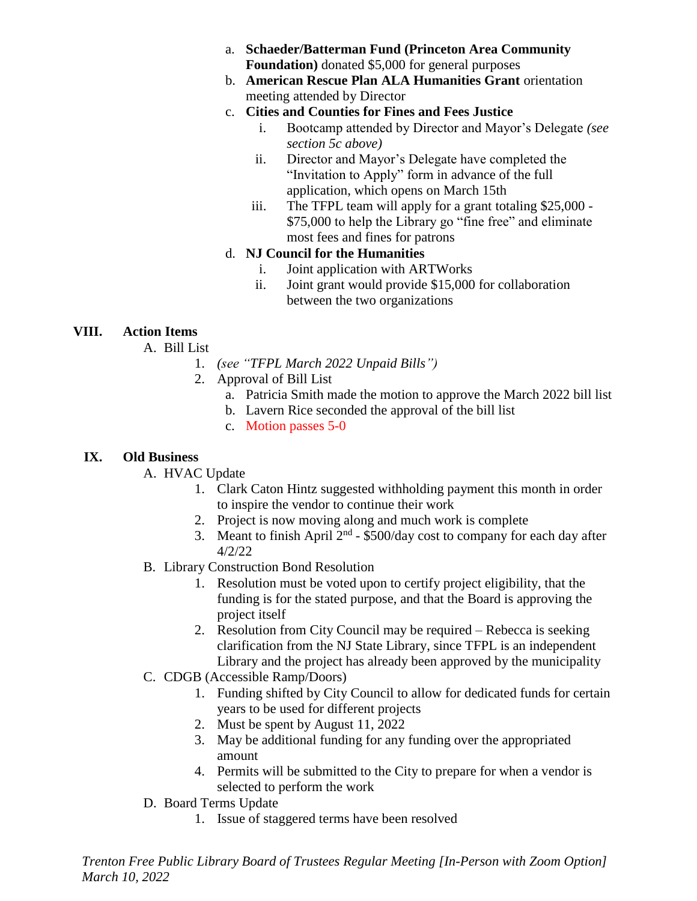a. **Schaeder/Batterman Fund (Princeton Area Community Foundation)** donated $5,000 for general purposes
   b. **American Rescue Plan ALA Humanities Grant** orientation meeting attended by Director
   c. **Cities and Counties for Fines and Fees Justice**
      i. Bootcamp attended by Director and Mayor's Delegate *(see section 5c above)*
      ii. Director and Mayor's Delegate have completed the "Invitation to Apply" form in advance of the full application, which opens on March 15th
      iii. The TFPL team will apply for a grant totaling $25,000 - $75,000 to help the Library go "fine free" and eliminate most fees and fines for patrons
   d. **NJ Council for the Humanities**
      i. Joint application with ARTWorks
      ii. Joint grant would provide $15,000 for collaboration between the two organizations

## VIII. Action Items

A. Bill List
   1. *(see "TFPL March 2022 Unpaid Bills")*
   2. Approval of Bill List
      a. Patricia Smith made the motion to approve the March 2022 bill list
      b. Lavern Rice seconded the approval of the bill list
      c. Motion passes 5-0

## IX. Old Business

A. HVAC Update
   1. Clark Caton Hintz suggested withholding payment this month in order to inspire the vendor to continue their work
   2. Project is now moving along and much work is complete
   3. Meant to finish April 2nd - $500/day cost to company for each day after 4/2/22

B. Library Construction Bond Resolution
   1. Resolution must be voted upon to certify project eligibility, that the funding is for the stated purpose, and that the Board is approving the project itself
   2. Resolution from City Council may be required – Rebecca is seeking clarification from the NJ State Library, since TFPL is an independent Library and the project has already been approved by the municipality

C. CDGB (Accessible Ramp/Doors)
   1. Funding shifted by City Council to allow for dedicated funds for certain years to be used for different projects
   2. Must be spent by August 11, 2022
   3. May be additional funding for any funding over the appropriated amount
   4. Permits will be submitted to the City to prepare for when a vendor is selected to perform the work

D. Board Terms Update
   1. Issue of staggered terms have been resolved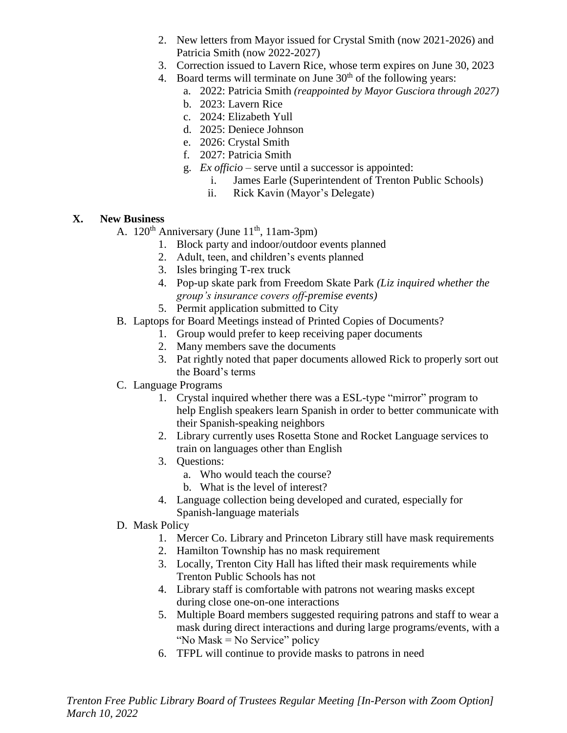2. New letters from Mayor issued for Crystal Smith (now 2021-2026) and Patricia Smith (now 2022-2027)
3. Correction issued to Lavern Rice, whose term expires on June 30, 2023
4. Board terms will terminate on June 30th of the following years:
   a. 2022: Patricia Smith *(reappointed by Mayor Gusciora through 2027)*
   b. 2023: Lavern Rice
   c. 2024: Elizabeth Yull
   d. 2025: Deniece Johnson
   e. 2026: Crystal Smith
   f. 2027: Patricia Smith
   g. *Ex officio* – serve until a successor is appointed:
      i. James Earle (Superintendent of Trenton Public Schools)
      ii. Rick Kavin (Mayor's Delegate)

## X. New Business

A. 120th Anniversary (June 11th, 11am-3pm)
   1. Block party and indoor/outdoor events planned
   2. Adult, teen, and children's events planned
   3. Isles bringing T-rex truck
   4. Pop-up skate park from Freedom Skate Park *(Liz inquired whether the group's insurance covers off-premise events)*
   5. Permit application submitted to City

B. Laptops for Board Meetings instead of Printed Copies of Documents?
   1. Group would prefer to keep receiving paper documents
   2. Many members save the documents
   3. Pat rightly noted that paper documents allowed Rick to properly sort out the Board's terms

C. Language Programs
   1. Crystal inquired whether there was a ESL-type "mirror" program to help English speakers learn Spanish in order to better communicate with their Spanish-speaking neighbors
   2. Library currently uses Rosetta Stone and Rocket Language services to train on languages other than English
   3. Questions:
      a. Who would teach the course?
      b. What is the level of interest?
   4. Language collection being developed and curated, especially for Spanish-language materials

D. Mask Policy
   1. Mercer Co. Library and Princeton Library still have mask requirements
   2. Hamilton Township has no mask requirement
   3. Locally, Trenton City Hall has lifted their mask requirements while Trenton Public Schools has not
   4. Library staff is comfortable with patrons not wearing masks except during close one-on-one interactions
   5. Multiple Board members suggested requiring patrons and staff to wear a mask during direct interactions and during large programs/events, with a "No Mask = No Service" policy
   6. TFPL will continue to provide masks to patrons in need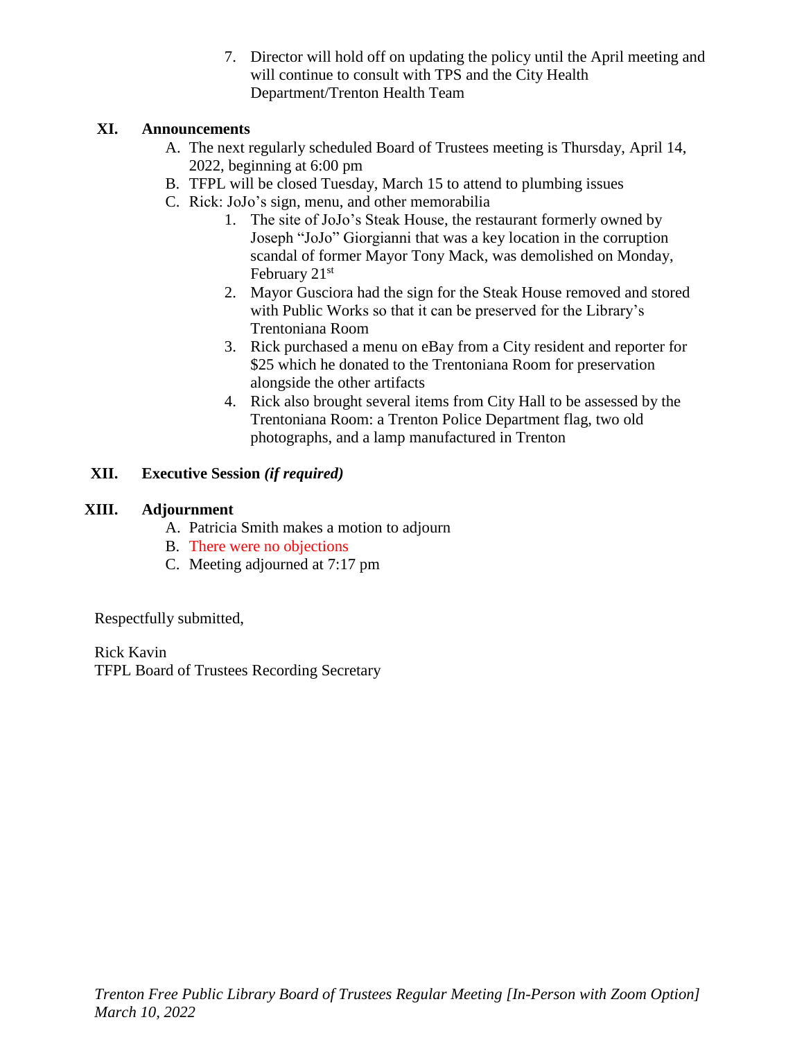7. Director will hold off on updating the policy until the April meeting and will continue to consult with TPS and the City Health Department/Trenton Health Team

**XI. Announcements**

A. The next regularly scheduled Board of Trustees meeting is Thursday, April 14, 2022, beginning at 6:00 pm
B. TFPL will be closed Tuesday, March 15 to attend to plumbing issues
C. Rick: JoJo's sign, menu, and other memorabilia
    1. The site of JoJo's Steak House, the restaurant formerly owned by Joseph "JoJo" Giorgianni that was a key location in the corruption scandal of former Mayor Tony Mack, was demolished on Monday, February 21st
    2. Mayor Gusciora had the sign for the Steak House removed and stored with Public Works so that it can be preserved for the Library's Trentoniana Room
    3. Rick purchased a menu on eBay from a City resident and reporter for $25 which he donated to the Trentoniana Room for preservation alongside the other artifacts
    4. Rick also brought several items from City Hall to be assessed by the Trentoniana Room: a Trenton Police Department flag, two old photographs, and a lamp manufactured in Trenton

**XII. Executive Session *(if required)***

**XIII. Adjournment**

A. Patricia Smith makes a motion to adjourn
B. There were no objections
C. Meeting adjourned at 7:17 pm

Respectfully submitted,

Rick Kavin
TFPL Board of Trustees Recording Secretary

*Trenton Free Public Library Board of Trustees Regular Meeting [In-Person with Zoom Option] March 10, 2022*